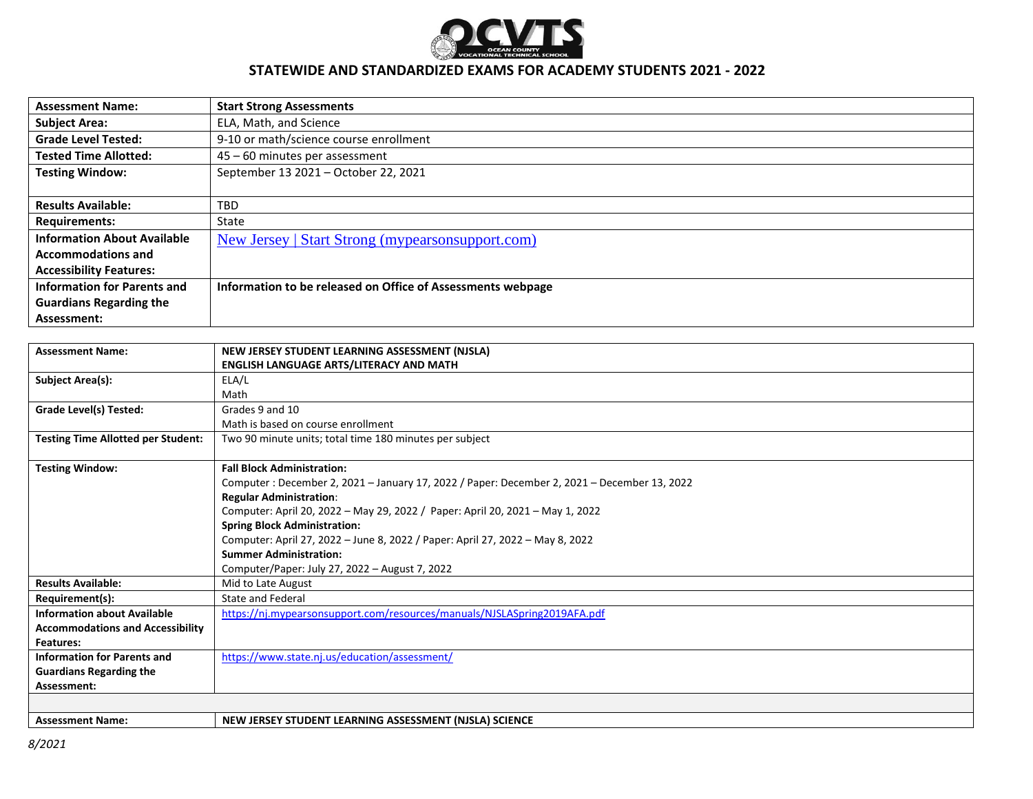# STATEWIDE AND STANDARDIZED EXAMS FOR ACADEMY STUDENTS 2021 - 2022

| | |
|---|---|
| **Assessment Name:** | **Start Strong Assessments** |
| **Subject Area:** | ELA, Math, and Science |
| **Grade Level Tested:** | 9-10 or math/science course enrollment |
| **Tested Time Allotted:** | 45 – 60 minutes per assessment |
| **Testing Window:** | September 13 2021 – October 22, 2021 |
| **Results Available:** | TBD |
| **Requirements:** | State |
| **Information About Available Accommodations and Accessibility Features:** | [New Jersey \| Start Strong (mypearsonsupport.com)]() |
| **Information for Parents and Guardians Regarding the Assessment:** | **Information to be released on Office of Assessments webpage** |

| | |
|---|---|
| **Assessment Name:** | **NEW JERSEY STUDENT LEARNING ASSESSMENT (NJSLA)**<br>**ENGLISH LANGUAGE ARTS/LITERACY AND MATH** |
| **Subject Area(s):** | ELA/L<br>Math |
| **Grade Level(s) Tested:** | Grades 9 and 10<br>Math is based on course enrollment |
| **Testing Time Allotted per Student:** | Two 90 minute units; total time 180 minutes per subject |
| **Testing Window:** | **Fall Block Administration:**<br>Computer : December 2, 2021 – January 17, 2022 / Paper: December 2, 2021 – December 13, 2022<br>**Regular Administration**:<br>Computer: April 20, 2022 – May 29, 2022 / Paper: April 20, 2021 – May 1, 2022<br>**Spring Block Administration:**<br>Computer: April 27, 2022 – June 8, 2022 / Paper: April 27, 2022 – May 8, 2022<br>**Summer Administration:**<br>Computer/Paper: July 27, 2022 – August 7, 2022 |
| **Results Available:** | Mid to Late August |
| **Requirement(s):** | State and Federal |
| **Information about Available Accommodations and Accessibility Features:** | https://nj.mypearsonsupport.com/resources/manuals/NJSLASpring2019AFA.pdf |
| **Information for Parents and Guardians Regarding the Assessment:** | https://www.state.nj.us/education/assessment/ |
| | |
| **Assessment Name:** | **NEW JERSEY STUDENT LEARNING ASSESSMENT (NJSLA) SCIENCE** |

*8/2021*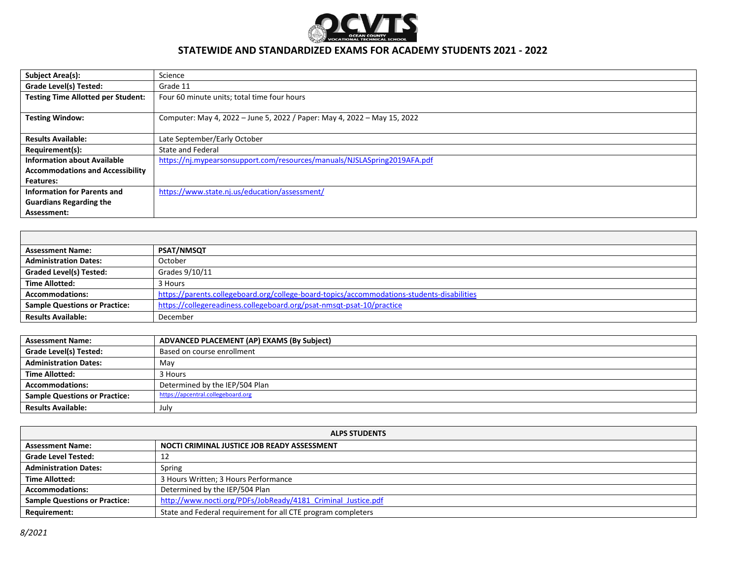# STATEWIDE AND STANDARDIZED EXAMS FOR ACADEMY STUDENTS 2021 - 2022

| | |
|---|---|
| **Subject Area(s):** | Science |
| **Grade Level(s) Tested:** | Grade 11 |
| **Testing Time Allotted per Student:** | Four 60 minute units; total time four hours |
| **Testing Window:** | Computer: May 4, 2022 – June 5, 2022 / Paper: May 4, 2022 – May 15, 2022 |
| **Results Available:** | Late September/Early October |
| **Requirement(s):** | State and Federal |
| **Information about Available Accommodations and Accessibility Features:** | https://nj.mypearsonsupport.com/resources/manuals/NJSLASpring2019AFA.pdf |
| **Information for Parents and Guardians Regarding the Assessment:** | https://www.state.nj.us/education/assessment/ |

| | |
|---|---|
| **Assessment Name:** | **PSAT/NMSQT** |
| **Administration Dates:** | October |
| **Graded Level(s) Tested:** | Grades 9/10/11 |
| **Time Allotted:** | 3 Hours |
| **Accommodations:** | https://parents.collegeboard.org/college-board-topics/accommodations-students-disabilities |
| **Sample Questions or Practice:** | https://collegereadiness.collegeboard.org/psat-nmsqt-psat-10/practice |
| **Results Available:** | December |

| | |
|---|---|
| **Assessment Name:** | **ADVANCED PLACEMENT (AP) EXAMS (By Subject)** |
| **Grade Level(s) Tested:** | Based on course enrollment |
| **Administration Dates:** | May |
| **Time Allotted:** | 3 Hours |
| **Accommodations:** | Determined by the IEP/504 Plan |
| **Sample Questions or Practice:** | https://apcentral.collegeboard.org |
| **Results Available:** | July |

| **ALPS STUDENTS** | |
|---|---|
| **Assessment Name:** | **NOCTI CRIMINAL JUSTICE JOB READY ASSESSMENT** |
| **Grade Level Tested:** | 12 |
| **Administration Dates:** | Spring |
| **Time Allotted:** | 3 Hours Written; 3 Hours Performance |
| **Accommodations:** | Determined by the IEP/504 Plan |
| **Sample Questions or Practice:** | http://www.nocti.org/PDFs/JobReady/4181_Criminal_Justice.pdf |
| **Requirement:** | State and Federal requirement for all CTE program completers |

*8/2021*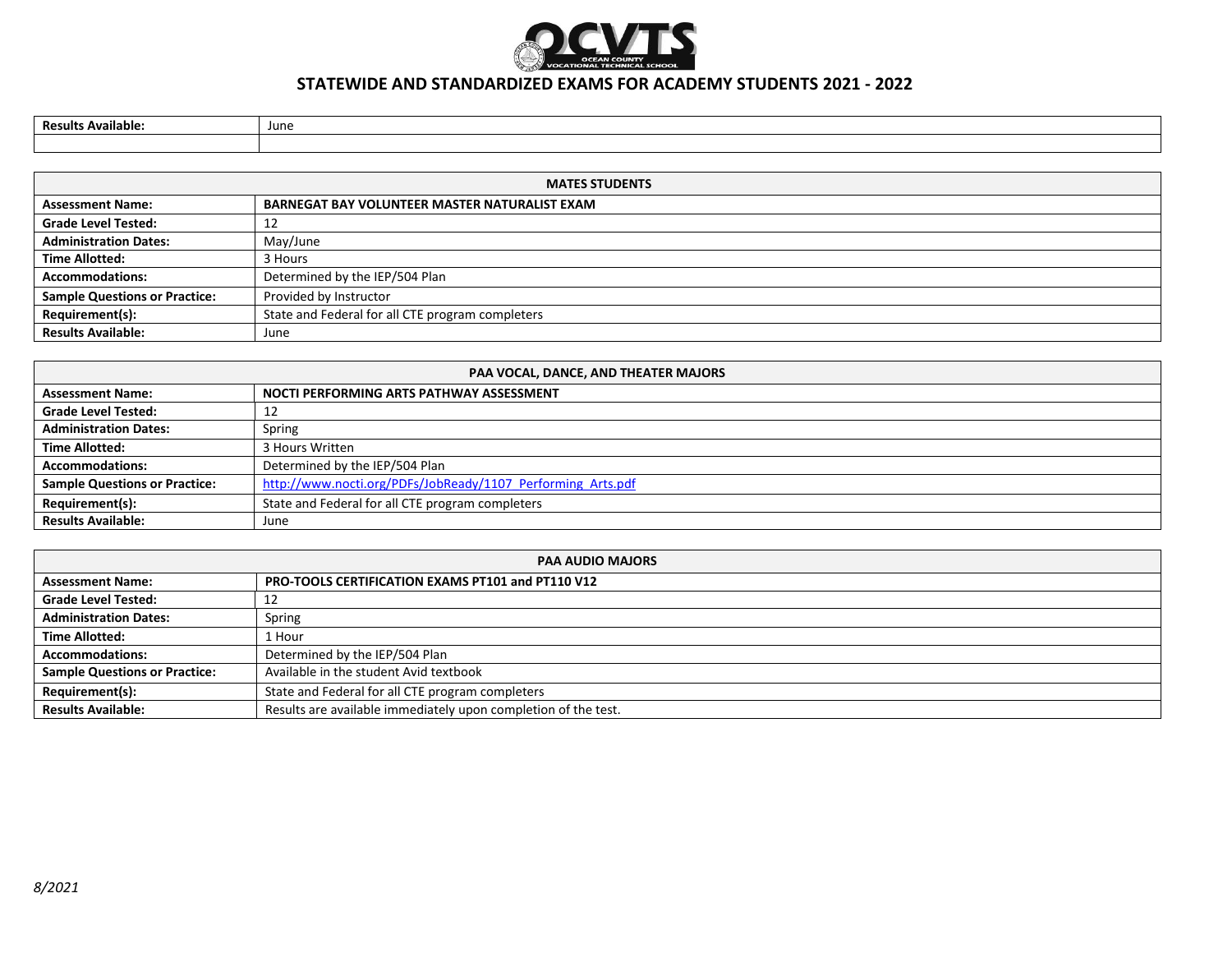# STATEWIDE AND STANDARDIZED EXAMS FOR ACADEMY STUDENTS 2021 - 2022

| | |
|---|---|
| **Results Available:** | June |
| | |

| **MATES STUDENTS** | |
|---|---|
| **Assessment Name:** | **BARNEGAT BAY VOLUNTEER MASTER NATURALIST EXAM** |
| **Grade Level Tested:** | 12 |
| **Administration Dates:** | May/June |
| **Time Allotted:** | 3 Hours |
| **Accommodations:** | Determined by the IEP/504 Plan |
| **Sample Questions or Practice:** | Provided by Instructor |
| **Requirement(s):** | State and Federal for all CTE program completers |
| **Results Available:** | June |

| **PAA VOCAL, DANCE, AND THEATER MAJORS** | |
|---|---|
| **Assessment Name:** | **NOCTI PERFORMING ARTS PATHWAY ASSESSMENT** |
| **Grade Level Tested:** | 12 |
| **Administration Dates:** | Spring |
| **Time Allotted:** | 3 Hours Written |
| **Accommodations:** | Determined by the IEP/504 Plan |
| **Sample Questions or Practice:** | http://www.nocti.org/PDFs/JobReady/1107_Performing_Arts.pdf |
| **Requirement(s):** | State and Federal for all CTE program completers |
| **Results Available:** | June |

| **PAA AUDIO MAJORS** | |
|---|---|
| **Assessment Name:** | **PRO-TOOLS CERTIFICATION EXAMS PT101 and PT110 V12** |
| **Grade Level Tested:** | 12 |
| **Administration Dates:** | Spring |
| **Time Allotted:** | 1 Hour |
| **Accommodations:** | Determined by the IEP/504 Plan |
| **Sample Questions or Practice:** | Available in the student Avid textbook |
| **Requirement(s):** | State and Federal for all CTE program completers |
| **Results Available:** | Results are available immediately upon completion of the test. |

*8/2021*